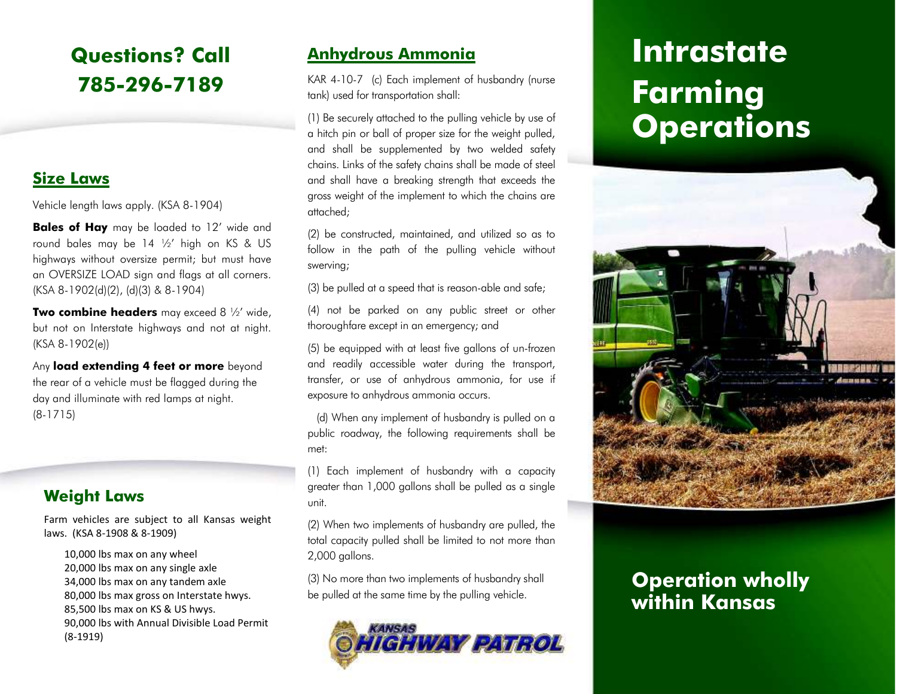## Questions? Call 785-296-7189

## Size Laws

Vehicle length laws apply. (KSA 8-1904)

**Bales of Hay** may be loaded to 12' wide and round bales may be 14 ½' high on KS & US highways without oversize permit; but must have an OVERSIZE LOAD sign and flags at all corners. (KSA 8-1902(d)(2), (d)(3) & 8-1904)

**Two combine headers** may exceed 8 ½' wide, but not on Interstate highways and not at night. (KSA 8-1902(e))

Any **load extending 4 feet or more** beyond the rear of a vehicle must be flagged during the day and illuminate with red lamps at night. (8-1715)

## Weight Laws

Farm vehicles are subject to all Kansas weight laws. (KSA 8-1908 & 8-1909)

10,000 lbs max on any wheel
20,000 lbs max on any single axle
34,000 lbs max on any tandem axle
80,000 lbs max gross on Interstate hwys.
85,500 lbs max on KS & US hwys.
90,000 lbs with Annual Divisible Load Permit (8-1919)

## Anhydrous Ammonia

KAR 4-10-7 (c) Each implement of husbandry (nurse tank) used for transportation shall:

(1) Be securely attached to the pulling vehicle by use of a hitch pin or ball of proper size for the weight pulled, and shall be supplemented by two welded safety chains. Links of the safety chains shall be made of steel and shall have a breaking strength that exceeds the gross weight of the implement to which the chains are attached;

(2) be constructed, maintained, and utilized so as to follow in the path of the pulling vehicle without swerving;

(3) be pulled at a speed that is reason-able and safe;

(4) not be parked on any public street or other thoroughfare except in an emergency; and

(5) be equipped with at least five gallons of un-frozen and readily accessible water during the transport, transfer, or use of anhydrous ammonia, for use if exposure to anhydrous ammonia occurs.

(d) When any implement of husbandry is pulled on a public roadway, the following requirements shall be met:

(1) Each implement of husbandry with a capacity greater than 1,000 gallons shall be pulled as a single unit.

(2) When two implements of husbandry are pulled, the total capacity pulled shall be limited to not more than 2,000 gallons.

(3) No more than two implements of husbandry shall be pulled at the same time by the pulling vehicle.

KANSAS HIGHWAY PATROL

# Intrastate Farming Operations

## Operation wholly within Kansas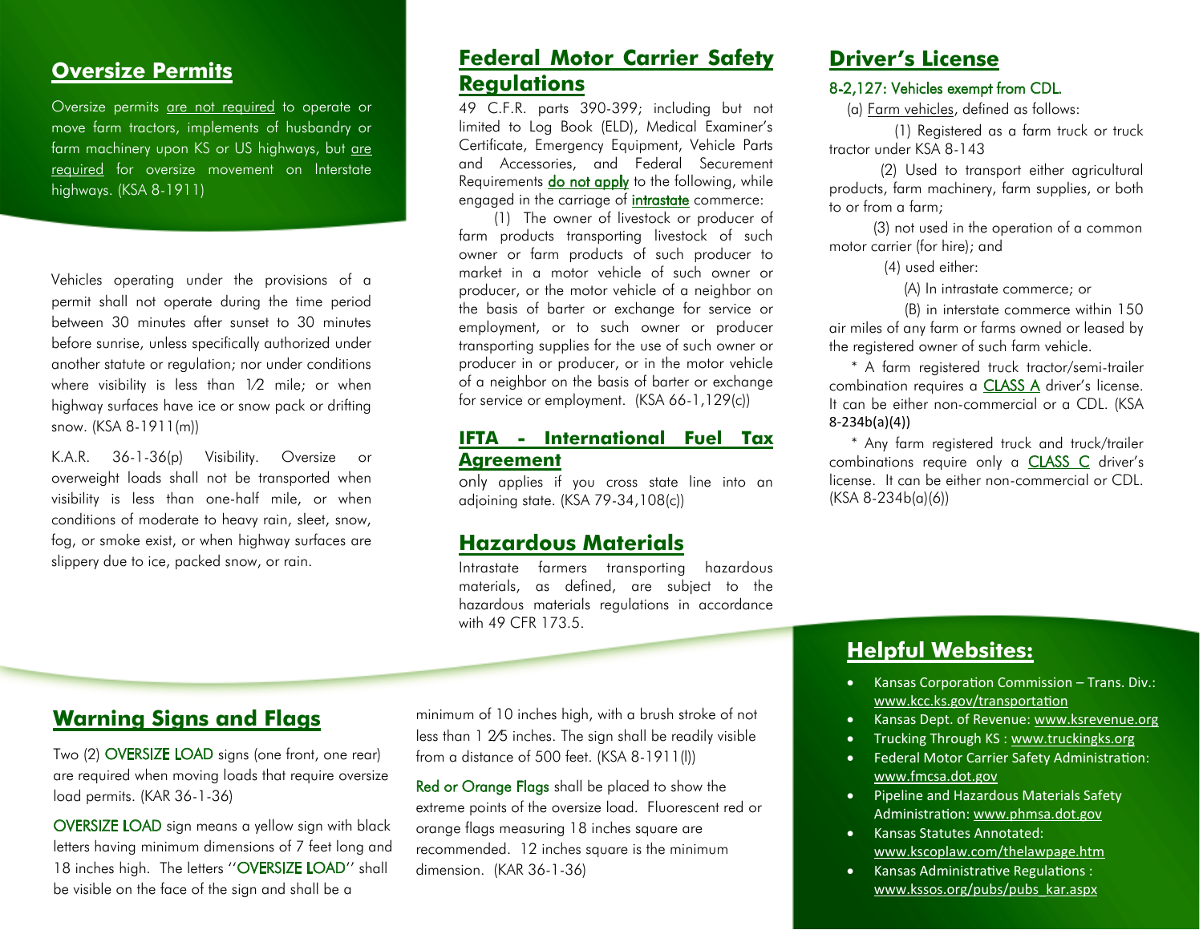## Oversize Permits

Oversize permits are not required to operate or move farm tractors, implements of husbandry or farm machinery upon KS or US highways, but are required for oversize movement on Interstate highways. (KSA 8-1911)

Vehicles operating under the provisions of a permit shall not operate during the time period between 30 minutes after sunset to 30 minutes before sunrise, unless specifically authorized under another statute or regulation; nor under conditions where visibility is less than 1⁄2 mile; or when highway surfaces have ice or snow pack or drifting snow. (KSA 8-1911(m))

K.A.R. 36-1-36(p) Visibility. Oversize or overweight loads shall not be transported when visibility is less than one-half mile, or when conditions of moderate to heavy rain, sleet, snow, fog, or smoke exist, or when highway surfaces are slippery due to ice, packed snow, or rain.

## Federal Motor Carrier Safety Regulations

49 C.F.R. parts 390-399; including but not limited to Log Book (ELD), Medical Examiner's Certificate, Emergency Equipment, Vehicle Parts and Accessories, and Federal Securement Requirements do not apply to the following, while engaged in the carriage of intrastate commerce:

(1) The owner of livestock or producer of farm products transporting livestock of such owner or farm products of such producer to market in a motor vehicle of such owner or producer, or the motor vehicle of a neighbor on the basis of barter or exchange for service or employment, or to such owner or producer transporting supplies for the use of such owner or producer in or producer, or in the motor vehicle of a neighbor on the basis of barter or exchange for service or employment. (KSA 66-1,129(c))

## IFTA - International Fuel Tax Agreement

only applies if you cross state line into an adjoining state. (KSA 79-34,108(c))

## Hazardous Materials

Intrastate farmers transporting hazardous materials, as defined, are subject to the hazardous materials regulations in accordance with 49 CFR 173.5.

## Driver's License

**8-2,127: Vehicles exempt from CDL.**

(a) Farm vehicles, defined as follows:

(1) Registered as a farm truck or truck tractor under KSA 8-143

(2) Used to transport either agricultural products, farm machinery, farm supplies, or both to or from a farm;

(3) not used in the operation of a common motor carrier (for hire); and

(4) used either:

(A) In intrastate commerce; or

(B) in interstate commerce within 150 air miles of any farm or farms owned or leased by the registered owner of such farm vehicle.

* A farm registered truck tractor/semi-trailer combination requires a CLASS A driver's license. It can be either non-commercial or a CDL. (KSA 8-234b(a)(4))

* Any farm registered truck and truck/trailer combinations require only a CLASS C driver's license. It can be either non-commercial or CDL. (KSA 8-234b(a)(6))

## Warning Signs and Flags

Two (2) OVERSIZE LOAD signs (one front, one rear) are required when moving loads that require oversize load permits. (KAR 36-1-36)

OVERSIZE LOAD sign means a yellow sign with black letters having minimum dimensions of 7 feet long and 18 inches high. The letters "OVERSIZE LOAD" shall be visible on the face of the sign and shall be a minimum of 10 inches high, with a brush stroke of not less than 1 2⁄5 inches. The sign shall be readily visible from a distance of 500 feet. (KSA 8-1911(l))

Red or Orange Flags shall be placed to show the extreme points of the oversize load. Fluorescent red or orange flags measuring 18 inches square are recommended. 12 inches square is the minimum dimension. (KAR 36-1-36)

## Helpful Websites:

- Kansas Corporation Commission – Trans. Div.: www.kcc.ks.gov/transportation
- Kansas Dept. of Revenue: www.ksrevenue.org
- Trucking Through KS : www.truckingks.org
- Federal Motor Carrier Safety Administration: www.fmcsa.dot.gov
- Pipeline and Hazardous Materials Safety Administration: www.phmsa.dot.gov
- Kansas Statutes Annotated: www.kscoplaw.com/thelawpage.htm
- Kansas Administrative Regulations : www.kssos.org/pubs/pubs_kar.aspx